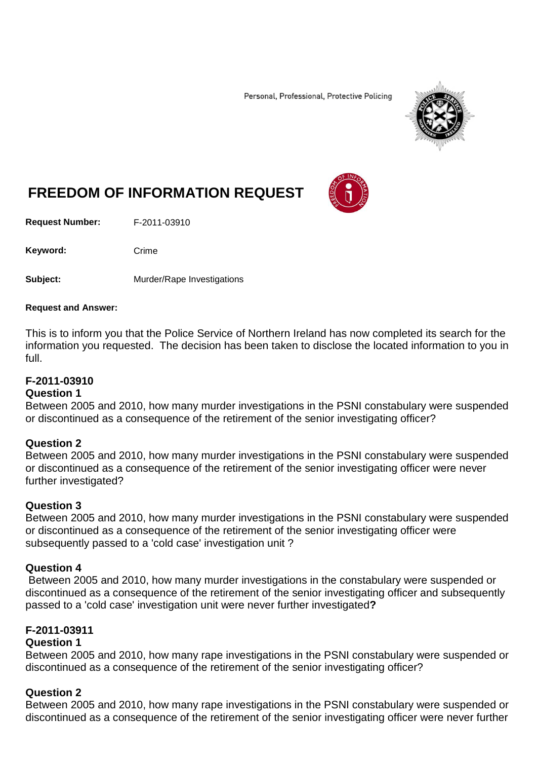Personal, Professional, Protective Policing

# FREEDOM OF INFORMATION REQUEST

**Request Number:** F-2011-03910

**Keyword:** Crime

**Subject:** Murder/Rape Investigations

**Request and Answer:**

This is to inform you that the Police Service of Northern Ireland has now completed its search for the information you requested. The decision has been taken to disclose the located information to you in full.

**F-2011-03910**

**Question 1**

Between 2005 and 2010, how many murder investigations in the PSNI constabulary were suspended or discontinued as a consequence of the retirement of the senior investigating officer?

**Question 2**

Between 2005 and 2010, how many murder investigations in the PSNI constabulary were suspended or discontinued as a consequence of the retirement of the senior investigating officer were never further investigated?

**Question 3**

Between 2005 and 2010, how many murder investigations in the PSNI constabulary were suspended or discontinued as a consequence of the retirement of the senior investigating officer were subsequently passed to a 'cold case' investigation unit ?

**Question 4**

Between 2005 and 2010, how many murder investigations in the constabulary were suspended or discontinued as a consequence of the retirement of the senior investigating officer and subsequently passed to a 'cold case' investigation unit were never further investigated**?**

**F-2011-03911**

**Question 1**

Between 2005 and 2010, how many rape investigations in the PSNI constabulary were suspended or discontinued as a consequence of the retirement of the senior investigating officer?

**Question 2**

Between 2005 and 2010, how many rape investigations in the PSNI constabulary were suspended or discontinued as a consequence of the retirement of the senior investigating officer were never further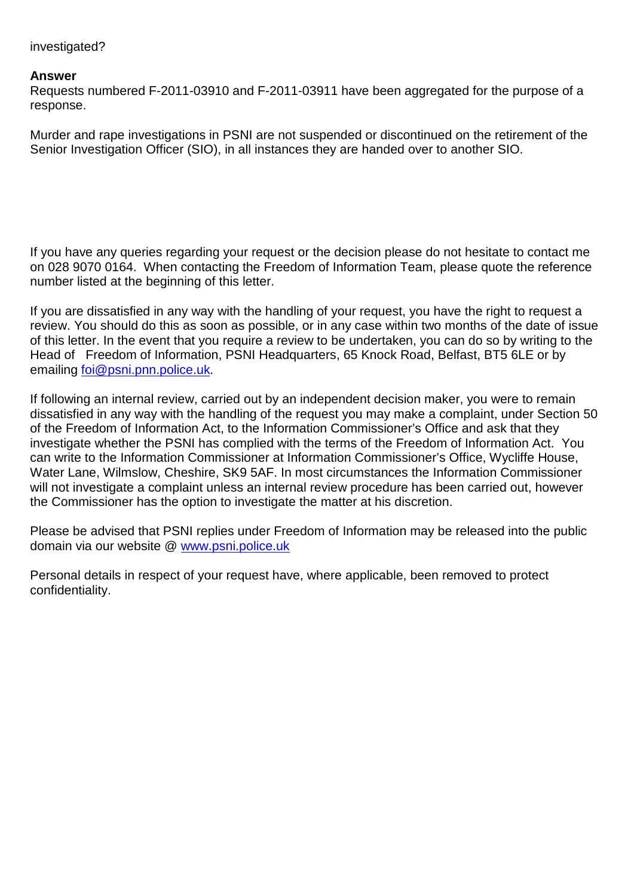investigated?

**Answer**
Requests numbered F-2011-03910 and F-2011-03911 have been aggregated for the purpose of a response.

Murder and rape investigations in PSNI are not suspended or discontinued on the retirement of the Senior Investigation Officer (SIO), in all instances they are handed over to another SIO.

If you have any queries regarding your request or the decision please do not hesitate to contact me on 028 9070 0164. When contacting the Freedom of Information Team, please quote the reference number listed at the beginning of this letter.

If you are dissatisfied in any way with the handling of your request, you have the right to request a review. You should do this as soon as possible, or in any case within two months of the date of issue of this letter. In the event that you require a review to be undertaken, you can do so by writing to the Head of Freedom of Information, PSNI Headquarters, 65 Knock Road, Belfast, BT5 6LE or by emailing foi@psni.pnn.police.uk.

If following an internal review, carried out by an independent decision maker, you were to remain dissatisfied in any way with the handling of the request you may make a complaint, under Section 50 of the Freedom of Information Act, to the Information Commissioner's Office and ask that they investigate whether the PSNI has complied with the terms of the Freedom of Information Act. You can write to the Information Commissioner at Information Commissioner's Office, Wycliffe House, Water Lane, Wilmslow, Cheshire, SK9 5AF. In most circumstances the Information Commissioner will not investigate a complaint unless an internal review procedure has been carried out, however the Commissioner has the option to investigate the matter at his discretion.

Please be advised that PSNI replies under Freedom of Information may be released into the public domain via our website @ www.psni.police.uk

Personal details in respect of your request have, where applicable, been removed to protect confidentiality.